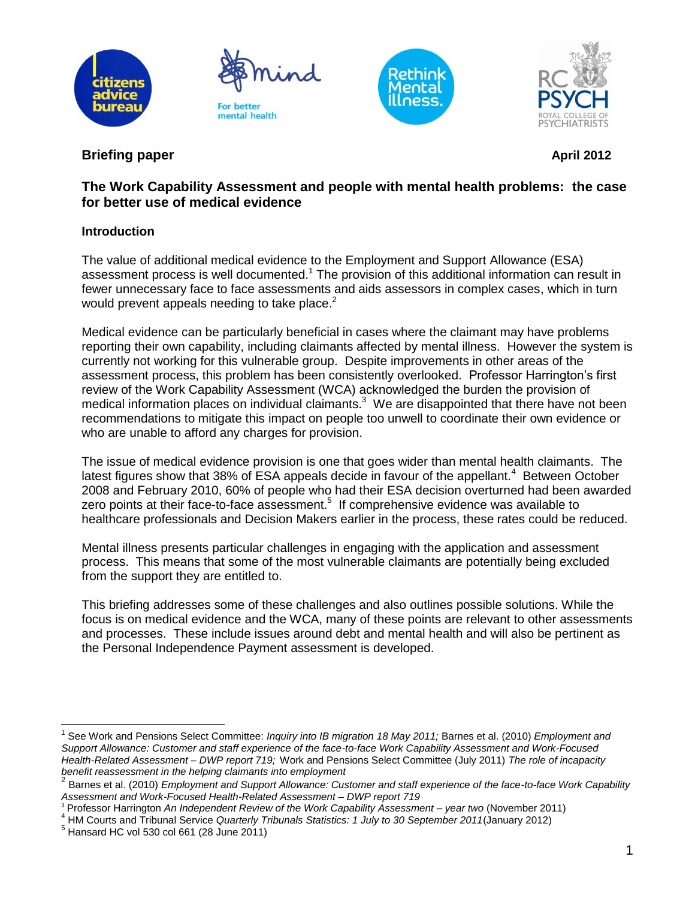**Briefing paper** **April 2012**

## The Work Capability Assessment and people with mental health problems: the case for better use of medical evidence

### Introduction

The value of additional medical evidence to the Employment and Support Allowance (ESA) assessment process is well documented.[1] The provision of this additional information can result in fewer unnecessary face to face assessments and aids assessors in complex cases, which in turn would prevent appeals needing to take place.[2]

Medical evidence can be particularly beneficial in cases where the claimant may have problems reporting their own capability, including claimants affected by mental illness. However the system is currently not working for this vulnerable group. Despite improvements in other areas of the assessment process, this problem has been consistently overlooked. Professor Harrington's first review of the Work Capability Assessment (WCA) acknowledged the burden the provision of medical information places on individual claimants.[3] We are disappointed that there have not been recommendations to mitigate this impact on people too unwell to coordinate their own evidence or who are unable to afford any charges for provision.

The issue of medical evidence provision is one that goes wider than mental health claimants. The latest figures show that 38% of ESA appeals decide in favour of the appellant.[4] Between October 2008 and February 2010, 60% of people who had their ESA decision overturned had been awarded zero points at their face-to-face assessment.[5] If comprehensive evidence was available to healthcare professionals and Decision Makers earlier in the process, these rates could be reduced.

Mental illness presents particular challenges in engaging with the application and assessment process. This means that some of the most vulnerable claimants are potentially being excluded from the support they are entitled to.

This briefing addresses some of these challenges and also outlines possible solutions. While the focus is on medical evidence and the WCA, many of these points are relevant to other assessments and processes. These include issues around debt and mental health and will also be pertinent as the Personal Independence Payment assessment is developed.

---

[1] See Work and Pensions Select Committee: *Inquiry into IB migration 18 May 2011;* Barnes et al. (2010) *Employment and Support Allowance: Customer and staff experience of the face-to-face Work Capability Assessment and Work-Focused Health-Related Assessment – DWP report 719;* Work and Pensions Select Committee (July 2011) *The role of incapacity benefit reassessment in the helping claimants into employment*

[2] Barnes et al. (2010) *Employment and Support Allowance: Customer and staff experience of the face-to-face Work Capability Assessment and Work-Focused Health-Related Assessment – DWP report 719*

[3] Professor Harrington *An Independent Review of the Work Capability Assessment – year two* (November 2011)

[4] HM Courts and Tribunal Service *Quarterly Tribunals Statistics: 1 July to 30 September 2011* (January 2012)

[5] Hansard HC vol 530 col 661 (28 June 2011)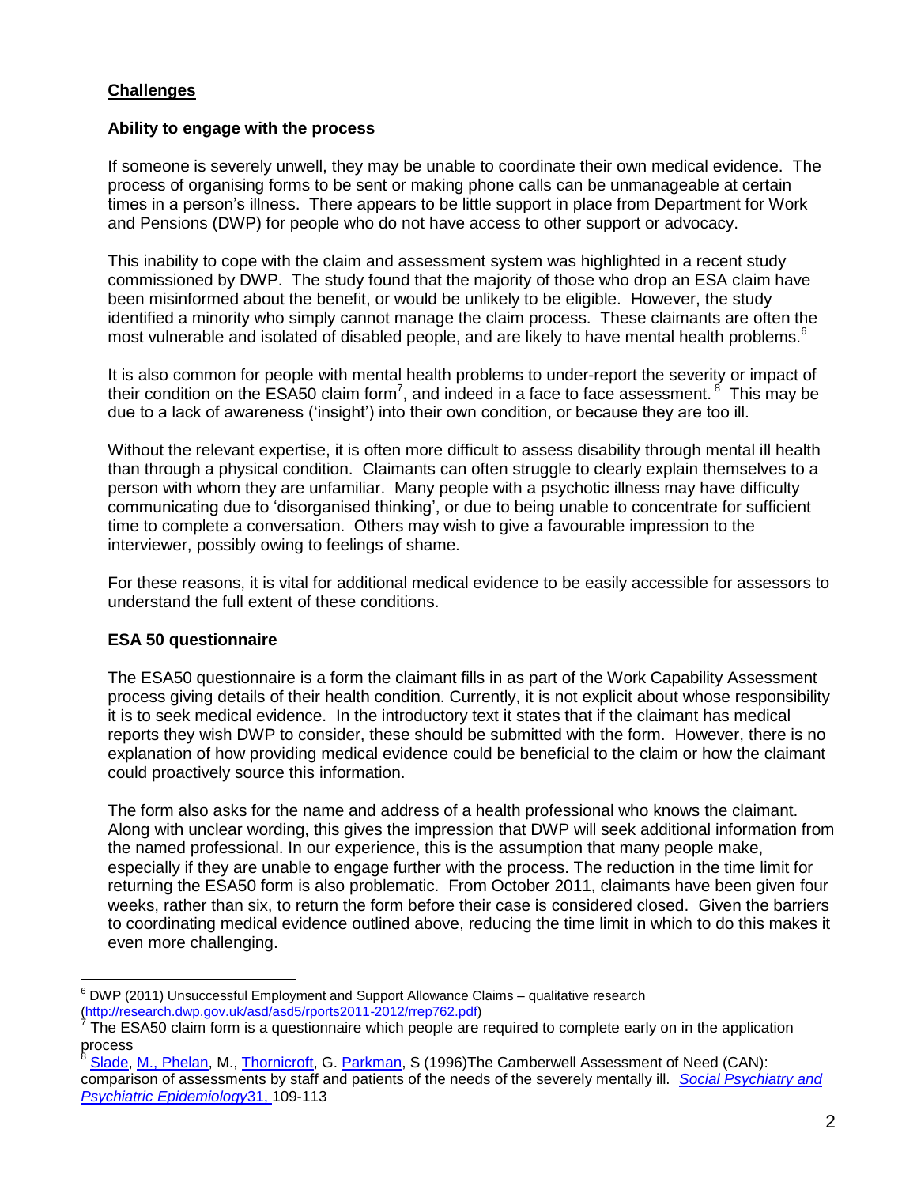## Challenges

### Ability to engage with the process

If someone is severely unwell, they may be unable to coordinate their own medical evidence. The process of organising forms to be sent or making phone calls can be unmanageable at certain times in a person's illness. There appears to be little support in place from Department for Work and Pensions (DWP) for people who do not have access to other support or advocacy.

This inability to cope with the claim and assessment system was highlighted in a recent study commissioned by DWP. The study found that the majority of those who drop an ESA claim have been misinformed about the benefit, or would be unlikely to be eligible. However, the study identified a minority who simply cannot manage the claim process. These claimants are often the most vulnerable and isolated of disabled people, and are likely to have mental health problems.[6]

It is also common for people with mental health problems to under-report the severity or impact of their condition on the ESA50 claim form[7], and indeed in a face to face assessment.[8] This may be due to a lack of awareness ('insight') into their own condition, or because they are too ill.

Without the relevant expertise, it is often more difficult to assess disability through mental ill health than through a physical condition. Claimants can often struggle to clearly explain themselves to a person with whom they are unfamiliar. Many people with a psychotic illness may have difficulty communicating due to 'disorganised thinking', or due to being unable to concentrate for sufficient time to complete a conversation. Others may wish to give a favourable impression to the interviewer, possibly owing to feelings of shame.

For these reasons, it is vital for additional medical evidence to be easily accessible for assessors to understand the full extent of these conditions.

### ESA 50 questionnaire

The ESA50 questionnaire is a form the claimant fills in as part of the Work Capability Assessment process giving details of their health condition. Currently, it is not explicit about whose responsibility it is to seek medical evidence. In the introductory text it states that if the claimant has medical reports they wish DWP to consider, these should be submitted with the form. However, there is no explanation of how providing medical evidence could be beneficial to the claim or how the claimant could proactively source this information.

The form also asks for the name and address of a health professional who knows the claimant. Along with unclear wording, this gives the impression that DWP will seek additional information from the named professional. In our experience, this is the assumption that many people make, especially if they are unable to engage further with the process. The reduction in the time limit for returning the ESA50 form is also problematic. From October 2011, claimants have been given four weeks, rather than six, to return the form before their case is considered closed. Given the barriers to coordinating medical evidence outlined above, reducing the time limit in which to do this makes it even more challenging.

---

[6] DWP (2011) Unsuccessful Employment and Support Allowance Claims – qualitative research (http://research.dwp.gov.uk/asd/asd5/rports2011-2012/rrep762.pdf)

[7] The ESA50 claim form is a questionnaire which people are required to complete early on in the application process

[8] Slade, M., Phelan, M., Thornicroft, G. Parkman, S (1996)The Camberwell Assessment of Need (CAN): comparison of assessments by staff and patients of the needs of the severely mentally ill. *Social Psychiatry and Psychiatric Epidemiology* 31, 109-113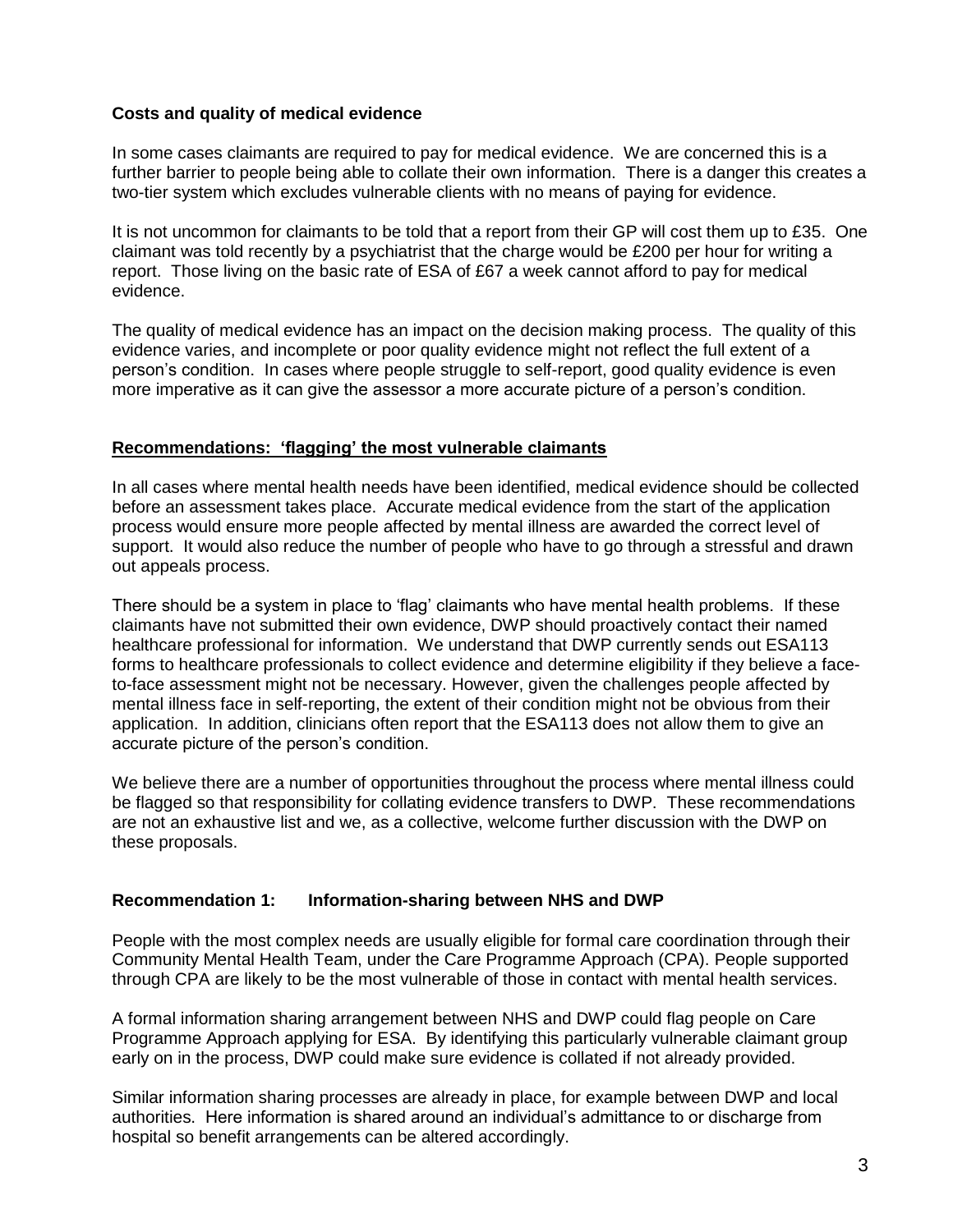**Costs and quality of medical evidence**

In some cases claimants are required to pay for medical evidence. We are concerned this is a further barrier to people being able to collate their own information. There is a danger this creates a two-tier system which excludes vulnerable clients with no means of paying for evidence.

It is not uncommon for claimants to be told that a report from their GP will cost them up to £35. One claimant was told recently by a psychiatrist that the charge would be £200 per hour for writing a report. Those living on the basic rate of ESA of £67 a week cannot afford to pay for medical evidence.

The quality of medical evidence has an impact on the decision making process. The quality of this evidence varies, and incomplete or poor quality evidence might not reflect the full extent of a person's condition. In cases where people struggle to self-report, good quality evidence is even more imperative as it can give the assessor a more accurate picture of a person's condition.

## Recommendations: 'flagging' the most vulnerable claimants

In all cases where mental health needs have been identified, medical evidence should be collected before an assessment takes place. Accurate medical evidence from the start of the application process would ensure more people affected by mental illness are awarded the correct level of support. It would also reduce the number of people who have to go through a stressful and drawn out appeals process.

There should be a system in place to 'flag' claimants who have mental health problems. If these claimants have not submitted their own evidence, DWP should proactively contact their named healthcare professional for information. We understand that DWP currently sends out ESA113 forms to healthcare professionals to collect evidence and determine eligibility if they believe a face-to-face assessment might not be necessary. However, given the challenges people affected by mental illness face in self-reporting, the extent of their condition might not be obvious from their application. In addition, clinicians often report that the ESA113 does not allow them to give an accurate picture of the person's condition.

We believe there are a number of opportunities throughout the process where mental illness could be flagged so that responsibility for collating evidence transfers to DWP. These recommendations are not an exhaustive list and we, as a collective, welcome further discussion with the DWP on these proposals.

### Recommendation 1: Information-sharing between NHS and DWP

People with the most complex needs are usually eligible for formal care coordination through their Community Mental Health Team, under the Care Programme Approach (CPA). People supported through CPA are likely to be the most vulnerable of those in contact with mental health services.

A formal information sharing arrangement between NHS and DWP could flag people on Care Programme Approach applying for ESA. By identifying this particularly vulnerable claimant group early on in the process, DWP could make sure evidence is collated if not already provided.

Similar information sharing processes are already in place, for example between DWP and local authorities. Here information is shared around an individual's admittance to or discharge from hospital so benefit arrangements can be altered accordingly.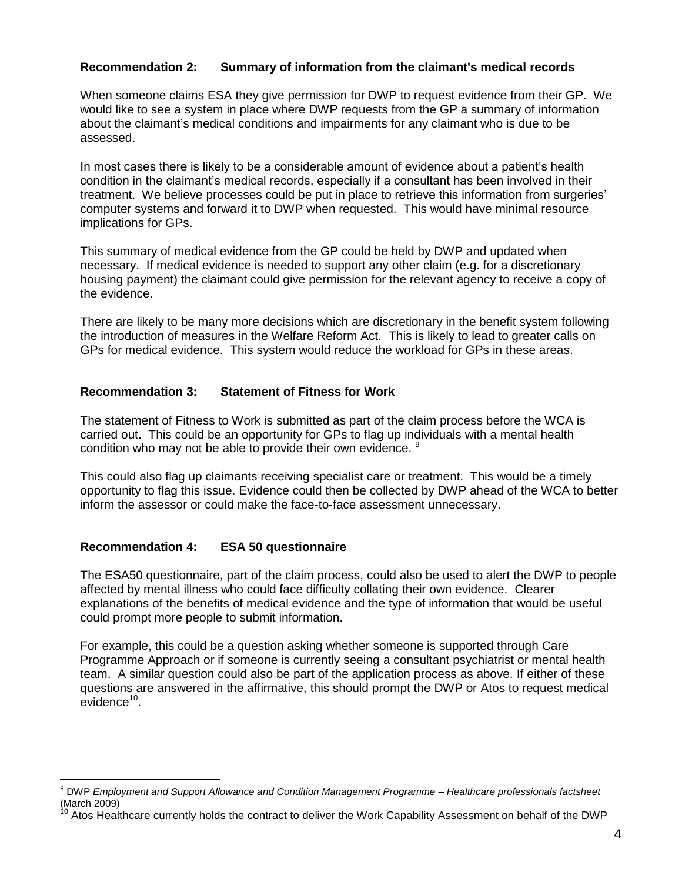### Recommendation 2: Summary of information from the claimant's medical records

When someone claims ESA they give permission for DWP to request evidence from their GP. We would like to see a system in place where DWP requests from the GP a summary of information about the claimant's medical conditions and impairments for any claimant who is due to be assessed.

In most cases there is likely to be a considerable amount of evidence about a patient's health condition in the claimant's medical records, especially if a consultant has been involved in their treatment. We believe processes could be put in place to retrieve this information from surgeries' computer systems and forward it to DWP when requested. This would have minimal resource implications for GPs.

This summary of medical evidence from the GP could be held by DWP and updated when necessary. If medical evidence is needed to support any other claim (e.g. for a discretionary housing payment) the claimant could give permission for the relevant agency to receive a copy of the evidence.

There are likely to be many more decisions which are discretionary in the benefit system following the introduction of measures in the Welfare Reform Act. This is likely to lead to greater calls on GPs for medical evidence. This system would reduce the workload for GPs in these areas.

### Recommendation 3: Statement of Fitness for Work

The statement of Fitness to Work is submitted as part of the claim process before the WCA is carried out. This could be an opportunity for GPs to flag up individuals with a mental health condition who may not be able to provide their own evidence. [9]

This could also flag up claimants receiving specialist care or treatment. This would be a timely opportunity to flag this issue. Evidence could then be collected by DWP ahead of the WCA to better inform the assessor or could make the face-to-face assessment unnecessary.

### Recommendation 4: ESA 50 questionnaire

The ESA50 questionnaire, part of the claim process, could also be used to alert the DWP to people affected by mental illness who could face difficulty collating their own evidence. Clearer explanations of the benefits of medical evidence and the type of information that would be useful could prompt more people to submit information.

For example, this could be a question asking whether someone is supported through Care Programme Approach or if someone is currently seeing a consultant psychiatrist or mental health team. A similar question could also be part of the application process as above. If either of these questions are answered in the affirmative, this should prompt the DWP or Atos to request medical evidence[10].

---

[9] DWP *Employment and Support Allowance and Condition Management Programme – Healthcare professionals factsheet* (March 2009)

[10] Atos Healthcare currently holds the contract to deliver the Work Capability Assessment on behalf of the DWP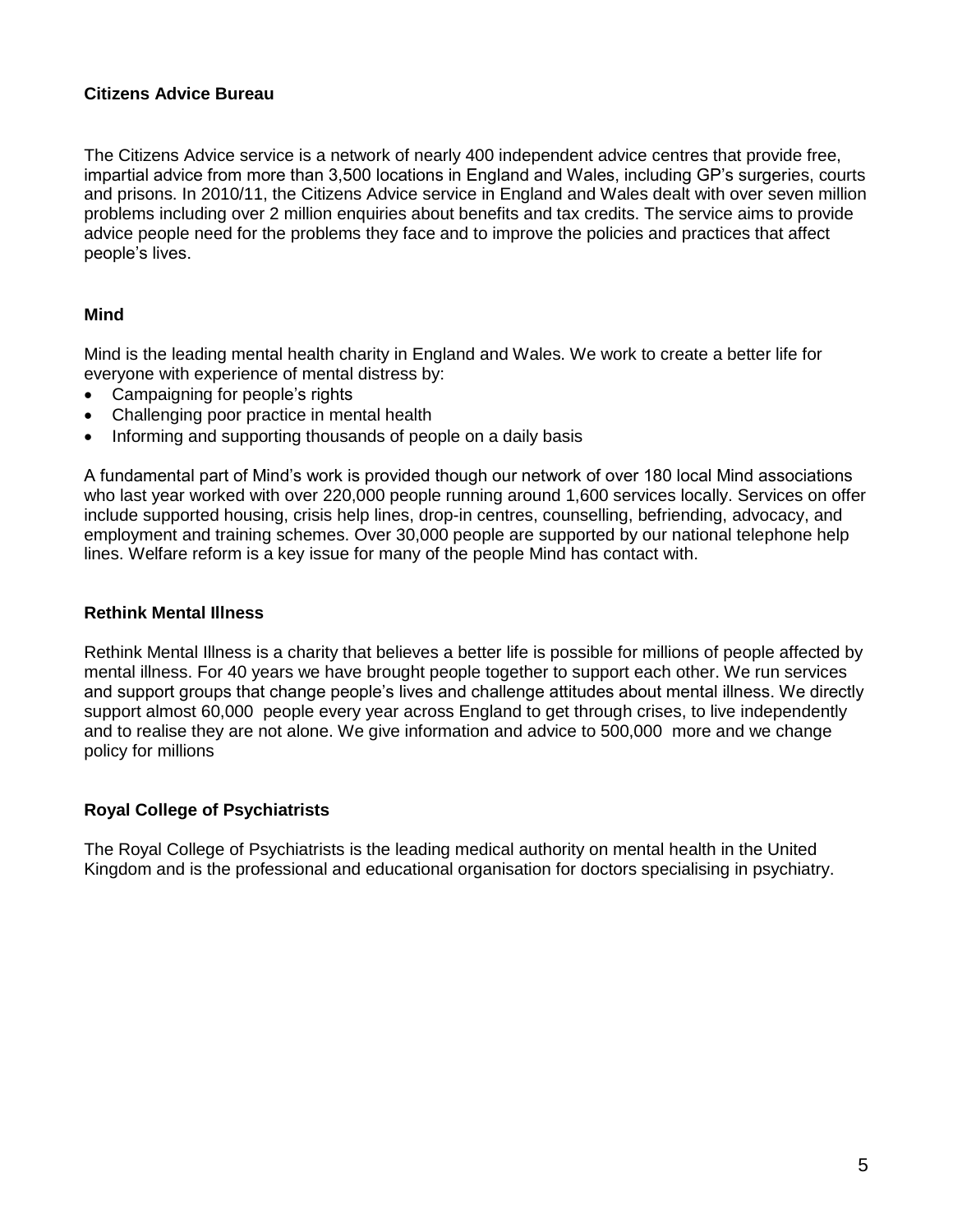## Citizens Advice Bureau

The Citizens Advice service is a network of nearly 400 independent advice centres that provide free, impartial advice from more than 3,500 locations in England and Wales, including GP's surgeries, courts and prisons. In 2010/11, the Citizens Advice service in England and Wales dealt with over seven million problems including over 2 million enquiries about benefits and tax credits. The service aims to provide advice people need for the problems they face and to improve the policies and practices that affect people's lives.

## Mind

Mind is the leading mental health charity in England and Wales. We work to create a better life for everyone with experience of mental distress by:

- Campaigning for people's rights
- Challenging poor practice in mental health
- Informing and supporting thousands of people on a daily basis

A fundamental part of Mind's work is provided though our network of over 180 local Mind associations who last year worked with over 220,000 people running around 1,600 services locally. Services on offer include supported housing, crisis help lines, drop-in centres, counselling, befriending, advocacy, and employment and training schemes. Over 30,000 people are supported by our national telephone help lines. Welfare reform is a key issue for many of the people Mind has contact with.

## Rethink Mental Illness

Rethink Mental Illness is a charity that believes a better life is possible for millions of people affected by mental illness. For 40 years we have brought people together to support each other. We run services and support groups that change people's lives and challenge attitudes about mental illness. We directly support almost 60,000 people every year across England to get through crises, to live independently and to realise they are not alone. We give information and advice to 500,000 more and we change policy for millions

## Royal College of Psychiatrists

The Royal College of Psychiatrists is the leading medical authority on mental health in the United Kingdom and is the professional and educational organisation for doctors specialising in psychiatry.